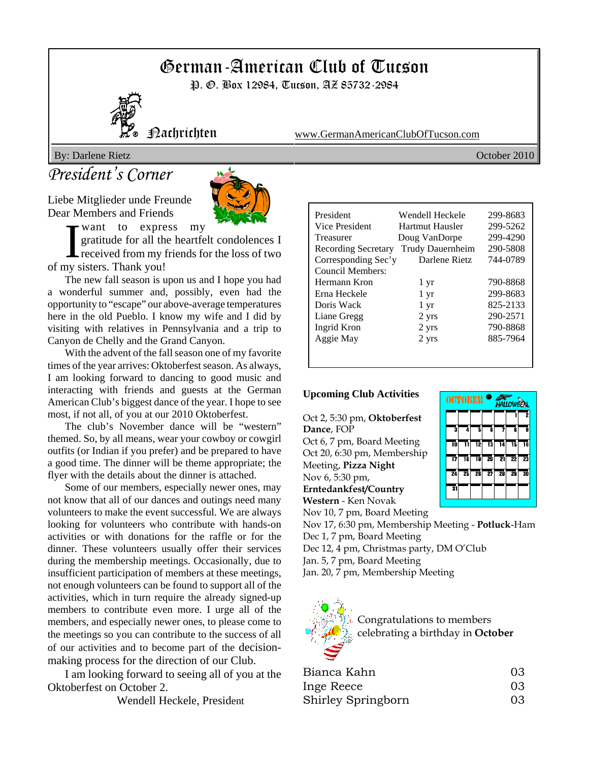# German-American Club of Tucson

P. O. Box 12984, Tucson, AZ 85732-2984

Nachrichten www.GermanAmericanClubOfTucson.com

By: Darlene Rietz October 2010

## President's Corner

Liebe Mitglieder unde Freunde
Dear Members and Friends

I want to express my gratitude for all the heartfelt condolences I received from my friends for the loss of two of my sisters. Thank you!

The new fall season is upon us and I hope you had a wonderful summer and, possibly, even had the opportunity to "escape" our above-average temperatures here in the old Pueblo. I know my wife and I did by visiting with relatives in Pennsylvania and a trip to Canyon de Chelly and the Grand Canyon.

With the advent of the fall season one of my favorite times of the year arrives: Oktoberfest season. As always, I am looking forward to dancing to good music and interacting with friends and guests at the German American Club's biggest dance of the year. I hope to see most, if not all, of you at our 2010 Oktoberfest.

The club's November dance will be "western" themed. So, by all means, wear your cowboy or cowgirl outfits (or Indian if you prefer) and be prepared to have a good time. The dinner will be theme appropriate; the flyer with the details about the dinner is attached.

Some of our members, especially newer ones, may not know that all of our dances and outings need many volunteers to make the event successful. We are always looking for volunteers who contribute with hands-on activities or with donations for the raffle or for the dinner. These volunteers usually offer their services during the membership meetings. Occasionally, due to insufficient participation of members at these meetings, not enough volunteers can be found to support all of the activities, which in turn require the already signed-up members to contribute even more. I urge all of the members, and especially newer ones, to please come to the meetings so you can contribute to the success of all of our activities and to become part of the decision-making process for the direction of our Club.

I am looking forward to seeing all of you at the Oktoberfest on October 2.

Wendell Heckele, President

| | | |
|---|---|---|
| President | Wendell Heckele | 299-8683 |
| Vice President | Hartmut Hausler | 299-5262 |
| Treasurer | Doug VanDorpe | 299-4290 |
| Recording Secretary | Trudy Dauernheim | 290-5808 |
| Corresponding Sec'y | Darlene Rietz | 744-0789 |
| Council Members: | | |
| Hermann Kron | 1 yr | 790-8868 |
| Erna Heckele | 1 yr | 299-8683 |
| Doris Wack | 1 yr | 825-2133 |
| Liane Gregg | 2 yrs | 290-2571 |
| Ingrid Kron | 2 yrs | 790-8868 |
| Aggie May | 2 yrs | 885-7964 |

**Upcoming Club Activities**

Oct 2, 5:30 pm, **Oktoberfest Dance**, FOP
Oct 6, 7 pm, Board Meeting
Oct 20, 6:30 pm, Membership Meeting, **Pizza Night**
Nov 6, 5:30 pm, **Erntedankfest/Country Western** - Ken Novak
Nov 10, 7 pm, Board Meeting
Nov 17, 6:30 pm, Membership Meeting - **Potluck**-Ham
Dec 1, 7 pm, Board Meeting
Dec 12, 4 pm, Christmas party, DM O'Club
Jan. 5, 7 pm, Board Meeting
Jan. 20, 7 pm, Membership Meeting

Congratulations to members celebrating a birthday in **October**

| | |
|---|---|
| Bianca Kahn | 03 |
| Inge Reece | 03 |
| Shirley Springborn | 03 |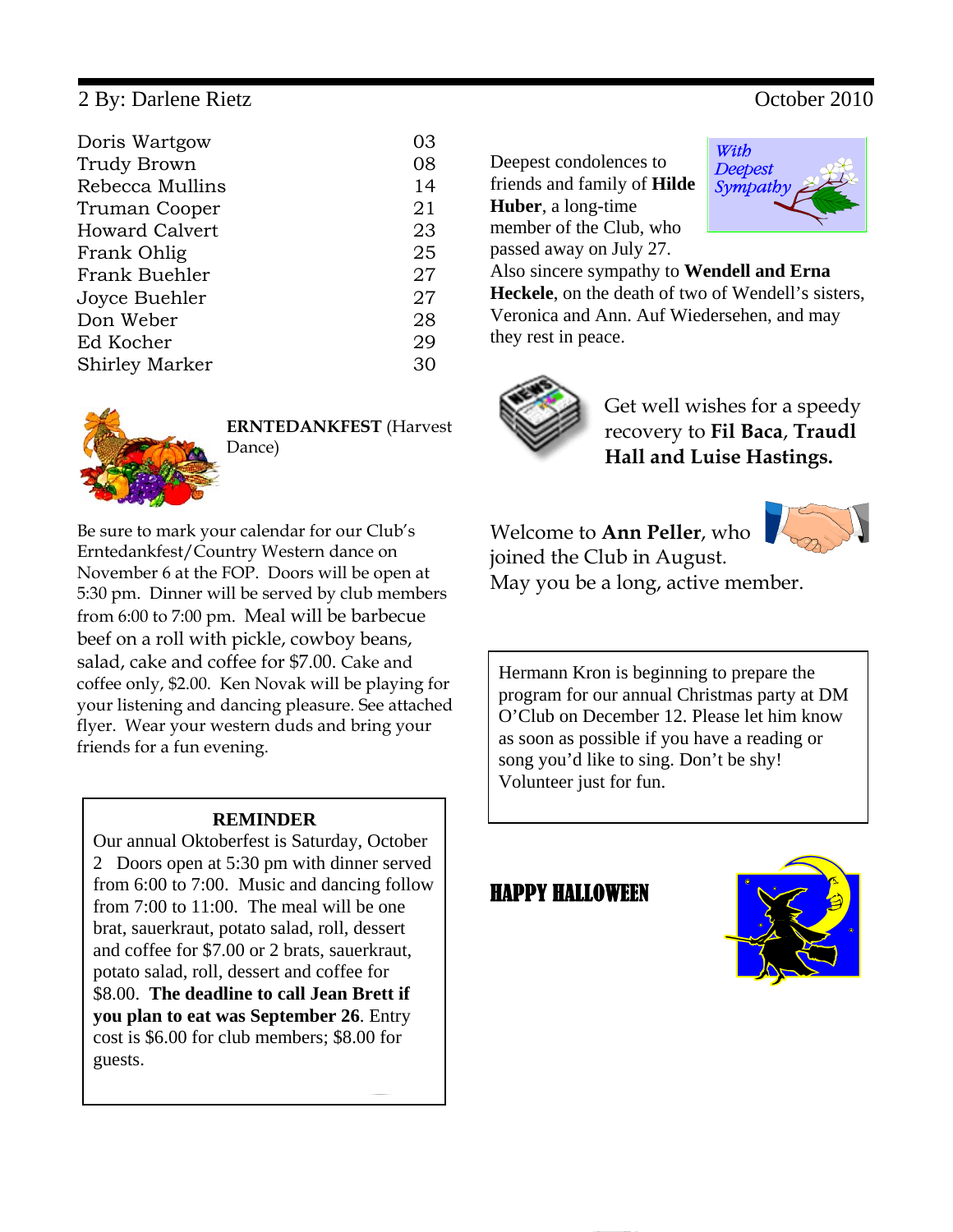| Name | Day |
| --- | --- |
| Doris Wartgow | 03 |
| Trudy Brown | 08 |
| Rebecca Mullins | 14 |
| Truman Cooper | 21 |
| Howard Calvert | 23 |
| Frank Ohlig | 25 |
| Frank Buehler | 27 |
| Joyce Buehler | 27 |
| Don Weber | 28 |
| Ed Kocher | 29 |
| Shirley Marker | 30 |

**ERNTEDANKFEST** (Harvest Dance)

Be sure to mark your calendar for our Club's Erntedankfest/Country Western dance on November 6 at the FOP. Doors will be open at 5:30 pm. Dinner will be served by club members from 6:00 to 7:00 pm. Meal will be barbecue beef on a roll with pickle, cowboy beans, salad, cake and coffee for $7.00. Cake and coffee only, $2.00. Ken Novak will be playing for your listening and dancing pleasure. See attached flyer. Wear your western duds and bring your friends for a fun evening.

**REMINDER**

Our annual Oktoberfest is Saturday, October 2 Doors open at 5:30 pm with dinner served from 6:00 to 7:00. Music and dancing follow from 7:00 to 11:00. The meal will be one brat, sauerkraut, potato salad, roll, dessert and coffee for $7.00 or 2 brats, sauerkraut, potato salad, roll, dessert and coffee for $8.00. **The deadline to call Jean Brett if you plan to eat was September 26**. Entry cost is $6.00 for club members; $8.00 for guests.

*With Deepest Sympathy*

Deepest condolences to friends and family of **Hilde Huber**, a long-time member of the Club, who passed away on July 27. Also sincere sympathy to **Wendell and Erna Heckele**, on the death of two of Wendell's sisters, Veronica and Ann. Auf Wiedersehen, and may they rest in peace.

Get well wishes for a speedy recovery to **Fil Baca**, **Traudl Hall and Luise Hastings.**

Welcome to **Ann Peller**, who joined the Club in August. May you be a long, active member.

Hermann Kron is beginning to prepare the program for our annual Christmas party at DM O'Club on December 12. Please let him know as soon as possible if you have a reading or song you'd like to sing. Don't be shy! Volunteer just for fun.

**HAPPY HALLOWEEN**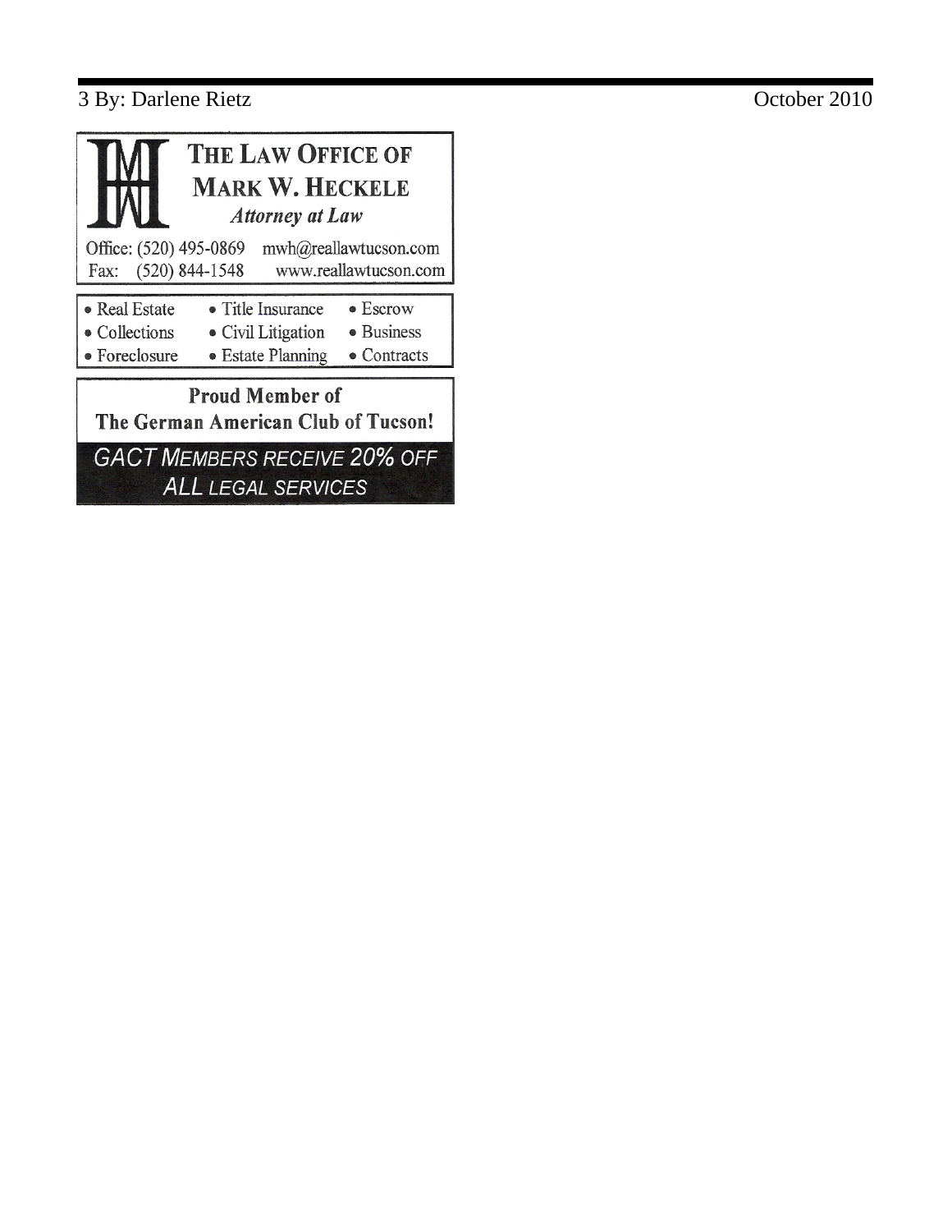# THE LAW OFFICE OF MARK W. HECKELE

*Attorney at Law*

Office: (520) 495-0869 mwh@reallawtucson.com
Fax: (520) 844-1548 www.reallawtucson.com

| | | |
|---|---|---|
| • Real Estate | • Title Insurance | • Escrow |
| • Collections | • Civil Litigation | • Business |
| • Foreclosure | • Estate Planning | • Contracts |

**Proud Member of**
**The German American Club of Tucson!**

*GACT MEMBERS RECEIVE 20% OFF ALL LEGAL SERVICES*